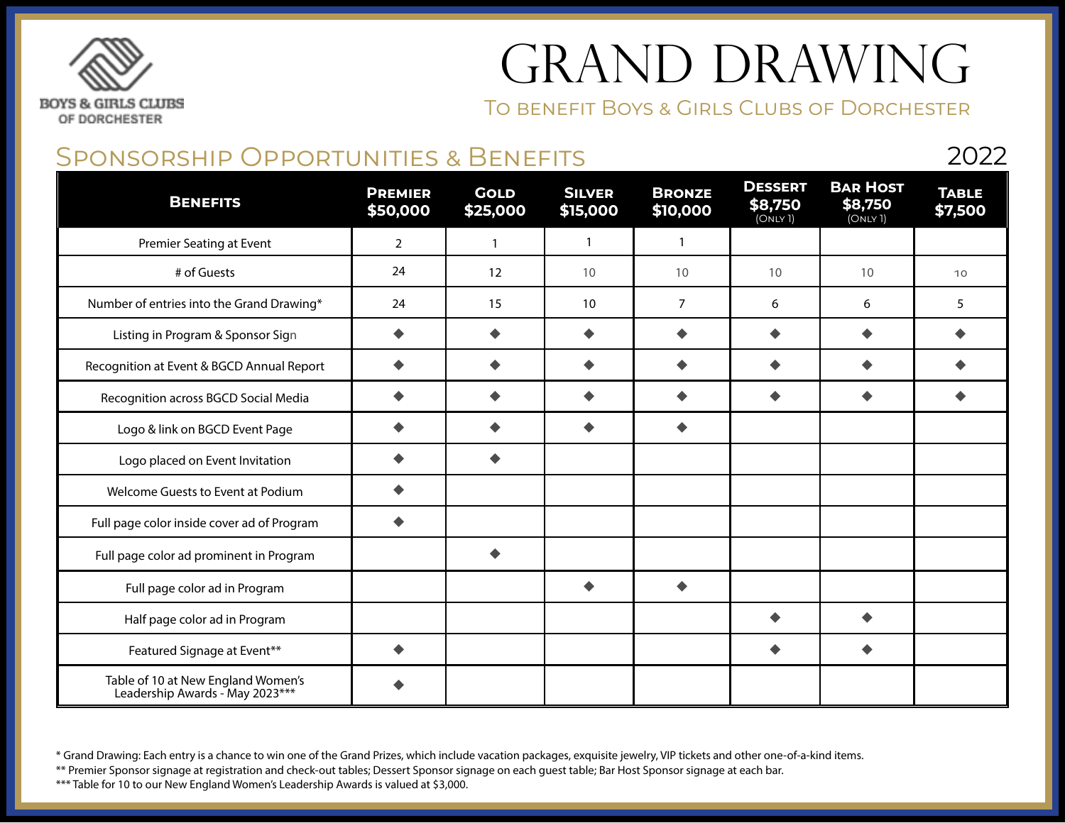BOYS & GIRLS CLUBS OF DORCHESTER

# GRAND DRAWING

To benefit Boys & Girls Clubs of Dorchester

## Sponsorship Opportunities & Benefits

2022

| Benefits | Premier $50,000 | Gold $25,000 | Silver $15,000 | Bronze $10,000 | Dessert $8,750 (Only 1) | Bar Host $8,750 (Only 1) | Table $7,500 |
|---|---|---|---|---|---|---|---|
| Premier Seating at Event | 2 | 1 | 1 | 1 | | | |
| # of Guests | 24 | 12 | 10 | 10 | 10 | 10 | 10 |
| Number of entries into the Grand Drawing* | 24 | 15 | 10 | 7 | 6 | 6 | 5 |
| Listing in Program & Sponsor Sign | ◆ | ◆ | ◆ | ◆ | ◆ | ◆ | ◆ |
| Recognition at Event & BGCD Annual Report | ◆ | ◆ | ◆ | ◆ | ◆ | ◆ | ◆ |
| Recognition across BGCD Social Media | ◆ | ◆ | ◆ | ◆ | ◆ | ◆ | ◆ |
| Logo & link on BGCD Event Page | ◆ | ◆ | ◆ | ◆ | | | |
| Logo placed on Event Invitation | ◆ | ◆ | | | | | |
| Welcome Guests to Event at Podium | ◆ | | | | | | |
| Full page color inside cover ad of Program | ◆ | | | | | | |
| Full page color ad prominent in Program | | ◆ | | | | | |
| Full page color ad in Program | | | ◆ | ◆ | | | |
| Half page color ad in Program | | | | | ◆ | ◆ | |
| Featured Signage at Event** | ◆ | | | | ◆ | ◆ | |
| Table of 10 at New England Women's Leadership Awards - May 2023*** | ◆ | | | | | | |

\* Grand Drawing: Each entry is a chance to win one of the Grand Prizes, which include vacation packages, exquisite jewelry, VIP tickets and other one-of-a-kind items.

** Premier Sponsor signage at registration and check-out tables; Dessert Sponsor signage on each guest table; Bar Host Sponsor signage at each bar.

*** Table for 10 to our New England Women's Leadership Awards is valued at $3,000.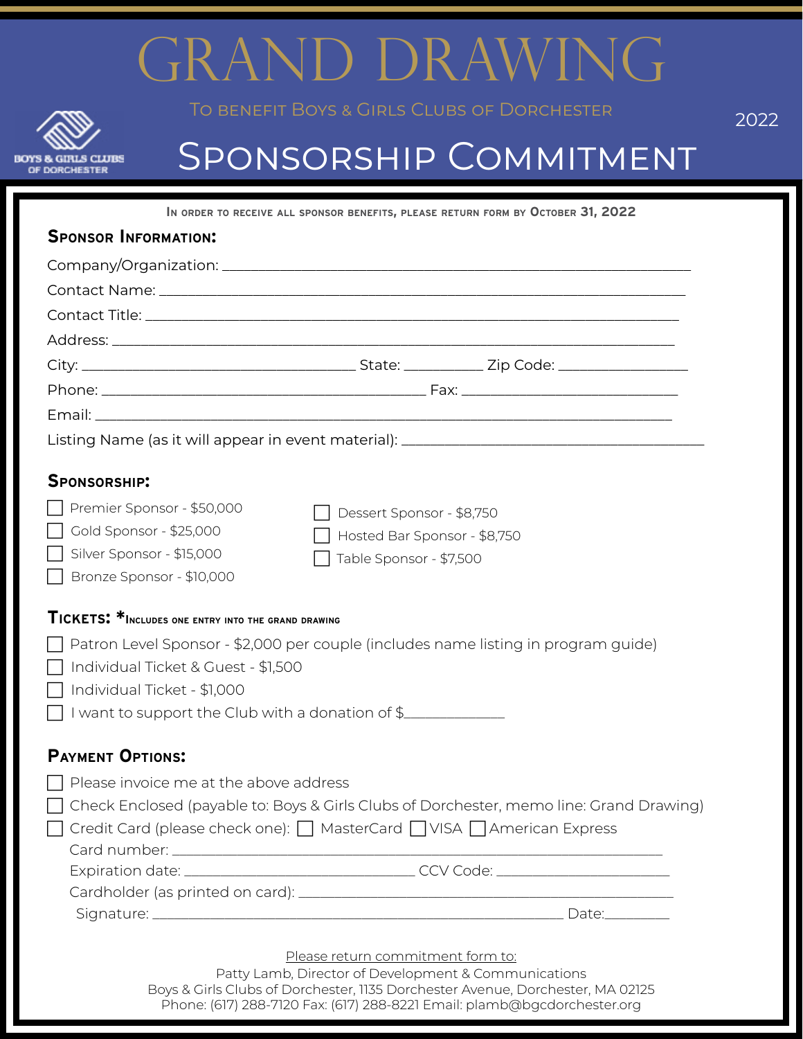# GRAND DRAWING

To benefit Boys & Girls Clubs of Dorchester

2022

BOYS & GIRLS CLUBS OF DORCHESTER

## Sponsorship Commitment

In order to receive all sponsor benefits, please return form by October 31, 2022

### Sponsor Information:

Company/Organization: ___________________________________________

Contact Name: ___________________________________________

Contact Title: ___________________________________________

Address: ___________________________________________

City: _______________________ State: __________ Zip Code: ______________

Phone: ___________________________ Fax: ___________________

Email: ___________________________________________

Listing Name (as it will appear in event material): ___________________________

### Sponsorship:

- ☐ Premier Sponsor - $50,000
- ☐ Gold Sponsor - $25,000
- ☐ Silver Sponsor - $15,000
- ☐ Bronze Sponsor - $10,000
- ☐ Dessert Sponsor - $8,750
- ☐ Hosted Bar Sponsor - $8,750
- ☐ Table Sponsor - $7,500

### Tickets: *Includes one entry into the grand drawing

- ☐ Patron Level Sponsor - $2,000 per couple (includes name listing in program guide)
- ☐ Individual Ticket & Guest - $1,500
- ☐ Individual Ticket - $1,000
- ☐ I want to support the Club with a donation of $____________

### Payment Options:

- ☐ Please invoice me at the above address
- ☐ Check Enclosed (payable to: Boys & Girls Clubs of Dorchester, memo line: Grand Drawing)
- ☐ Credit Card (please check one): ☐ MasterCard ☐ VISA ☐ American Express

Card number: ___________________________________________

Expiration date: ______________________ CCV Code: ________________

Cardholder (as printed on card): ___________________________________

Signature: ___________________________________ Date:________

Please return commitment form to:

Patty Lamb, Director of Development & Communications

Boys & Girls Clubs of Dorchester, 1135 Dorchester Avenue, Dorchester, MA 02125

Phone: (617) 288-7120 Fax: (617) 288-8221 Email: plamb@bgcdorchester.org